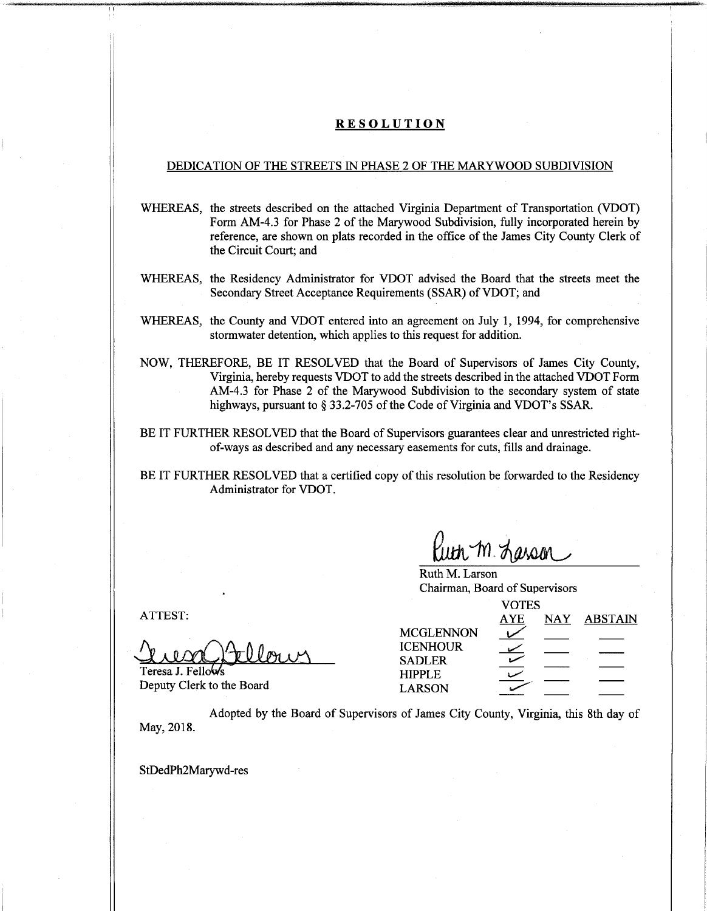# RESOLUTION

## DEDICATION OF THE STREETS IN PHASE 2 OF THE MARYWOOD SUBDIVISION

WHEREAS, the streets described on the attached Virginia Department of Transportation (VDOT) Form AM-4.3 for Phase 2 of the Marywood Subdivision, fully incorporated herein by reference, are shown on plats recorded in the office of the James City County Clerk of the Circuit Court; and

WHEREAS, the Residency Administrator for VDOT advised the Board that the streets meet the Secondary Street Acceptance Requirements (SSAR) of VDOT; and

WHEREAS, the County and VDOT entered into an agreement on July 1, 1994, for comprehensive stormwater detention, which applies to this request for addition.

NOW, THEREFORE, BE IT RESOLVED that the Board of Supervisors of James City County, Virginia, hereby requests VDOT to add the streets described in the attached VDOT Form AM-4.3 for Phase 2 of the Marywood Subdivision to the secondary system of state highways, pursuant to § 33.2-705 of the Code of Virginia and VDOT's SSAR.

BE IT FURTHER RESOLVED that the Board of Supervisors guarantees clear and unrestricted right-of-ways as described and any necessary easements for cuts, fills and drainage.

BE IT FURTHER RESOLVED that a certified copy of this resolution be forwarded to the Residency Administrator for VDOT.

Ruth M. Larson
Chairman, Board of Supervisors

ATTEST:

Teresa J. Fellows
Deputy Clerk to the Board

| VOTES | AYE | NAY | ABSTAIN |
|---|---|---|---|
| MCGLENNON | ✓ | | |
| ICENHOUR | ✓ | | |
| SADLER | ✓ | | |
| HIPPLE | ✓ | | |
| LARSON | ✓ | | |

Adopted by the Board of Supervisors of James City County, Virginia, this 8th day of May, 2018.

StDedPh2Marywd-res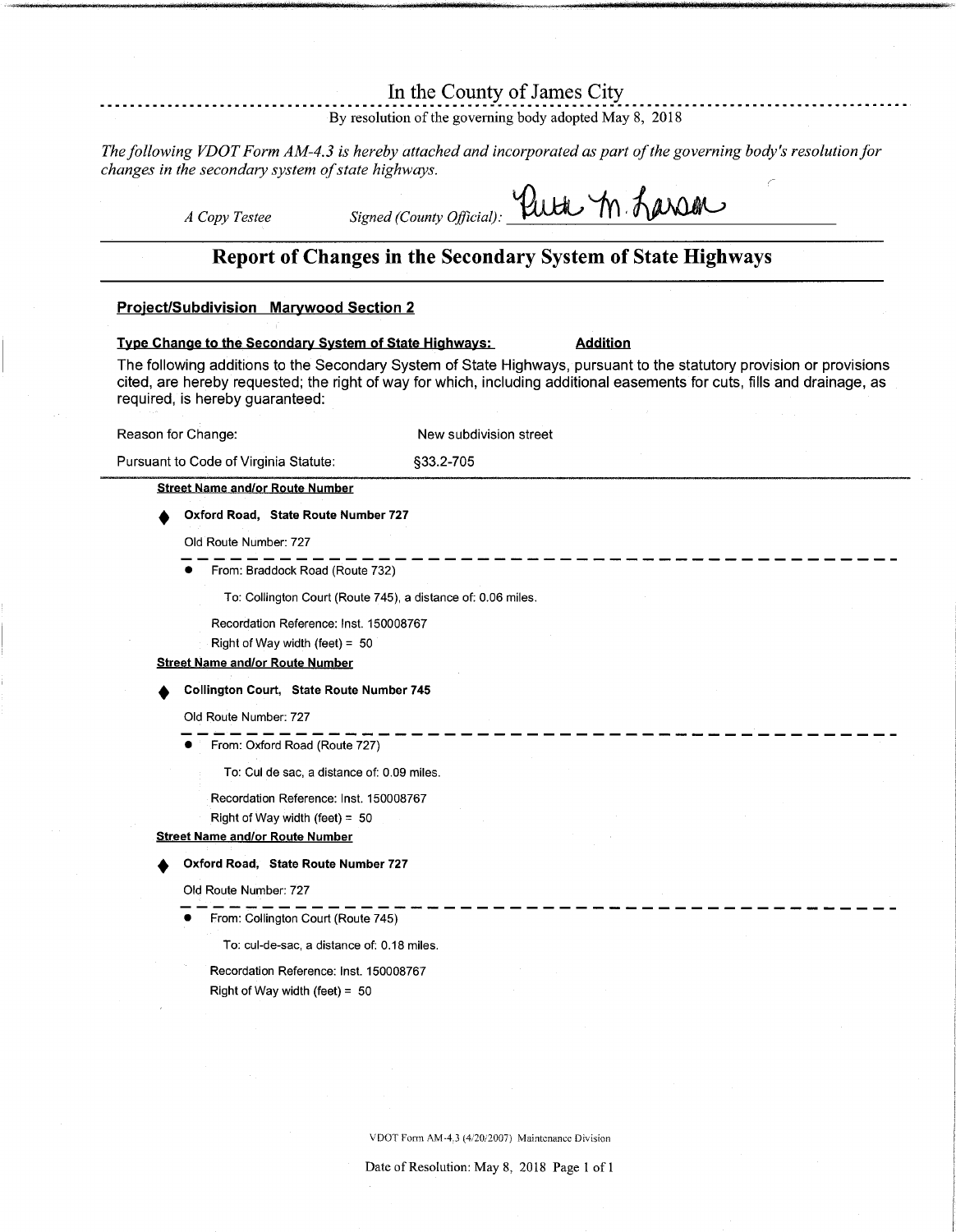# In the County of James City

By resolution of the governing body adopted May 8, 2018

*The following VDOT Form AM-4.3 is hereby attached and incorporated as part of the governing body's resolution for changes in the secondary system of state highways.*

*A Copy Testee* *Signed (County Official):* Ruth M. Larson

## Report of Changes in the Secondary System of State Highways

**Project/Subdivision Marywood Section 2**

**Type Change to the Secondary System of State Highways:** **Addition**

The following additions to the Secondary System of State Highways, pursuant to the statutory provision or provisions cited, are hereby requested; the right of way for which, including additional easements for cuts, fills and drainage, as required, is hereby guaranteed:

Reason for Change: New subdivision street

Pursuant to Code of Virginia Statute: §33.2-705

**Street Name and/or Route Number**

- **Oxford Road, State Route Number 727**

  Old Route Number: 727

  - From: Braddock Road (Route 732)

    To: Collington Court (Route 745), a distance of: 0.06 miles.

    Recordation Reference: Inst. 150008767

    Right of Way width (feet) = 50

**Street Name and/or Route Number**

- **Collington Court, State Route Number 745**

  Old Route Number: 727

  - From: Oxford Road (Route 727)

    To: Cul de sac, a distance of: 0.09 miles.

    Recordation Reference: Inst. 150008767

    Right of Way width (feet) = 50

**Street Name and/or Route Number**

- **Oxford Road, State Route Number 727**

  Old Route Number: 727

  - From: Collington Court (Route 745)

    To: cul-de-sac, a distance of: 0.18 miles.

    Recordation Reference: Inst. 150008767

    Right of Way width (feet) = 50

VDOT Form AM-4.3 (4/20/2007) Maintenance Division

Date of Resolution: May 8, 2018